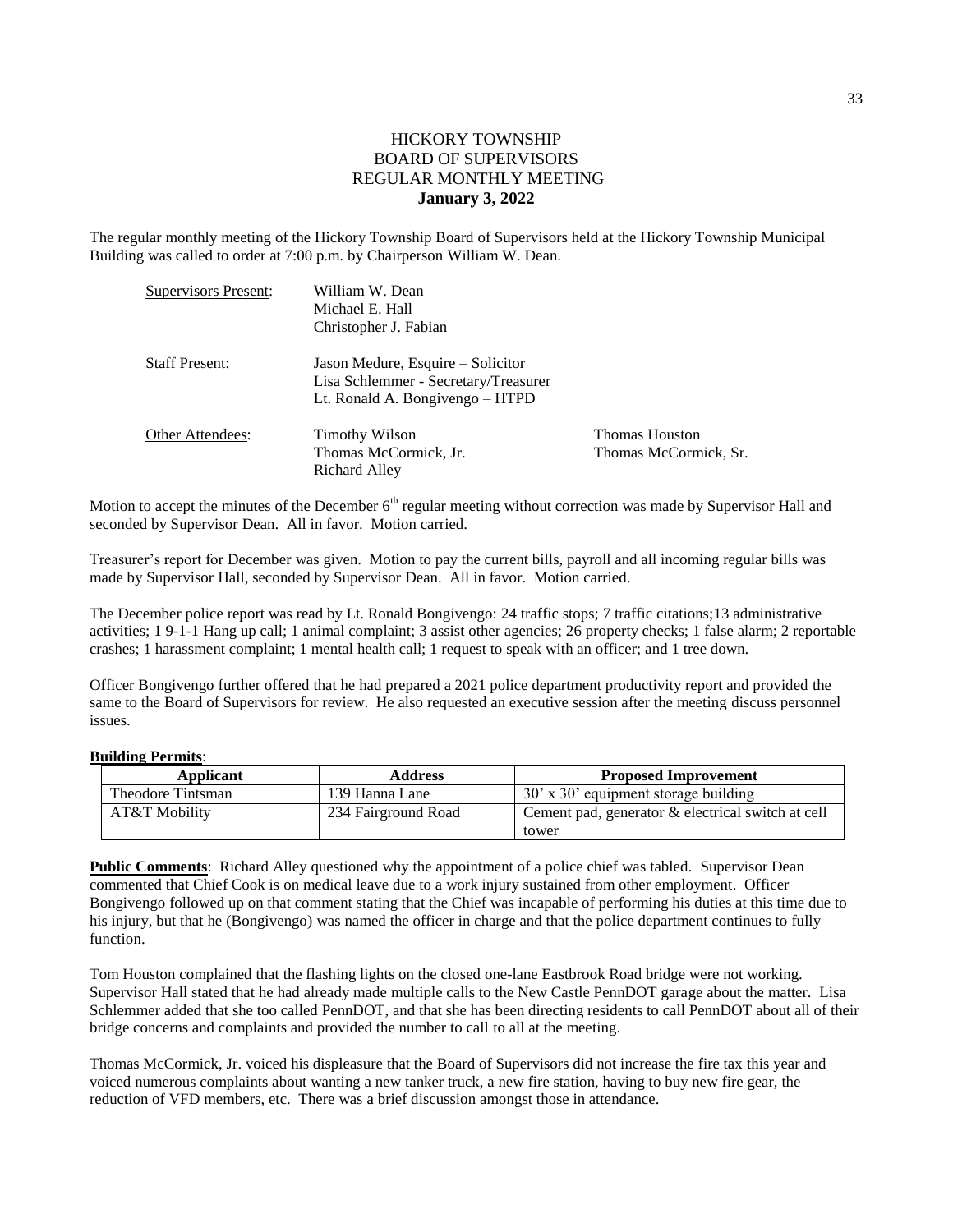# HICKORY TOWNSHIP
## BOARD OF SUPERVISORS
## REGULAR MONTHLY MEETING
## January 3, 2022

The regular monthly meeting of the Hickory Township Board of Supervisors held at the Hickory Township Municipal Building was called to order at 7:00 p.m. by Chairperson William W. Dean.

| Supervisors Present: | William W. Dean<br>Michael E. Hall<br>Christopher J. Fabian | |
|---|---|---|
| Staff Present: | Jason Medure, Esquire – Solicitor<br>Lisa Schlemmer - Secretary/Treasurer<br>Lt. Ronald A. Bongivengo – HTPD | |
| Other Attendees: | Timothy Wilson<br>Thomas McCormick, Jr.<br>Richard Alley | Thomas Houston<br>Thomas McCormick, Sr. |

Motion to accept the minutes of the December 6th regular meeting without correction was made by Supervisor Hall and seconded by Supervisor Dean. All in favor. Motion carried.

Treasurer's report for December was given. Motion to pay the current bills, payroll and all incoming regular bills was made by Supervisor Hall, seconded by Supervisor Dean. All in favor. Motion carried.

The December police report was read by Lt. Ronald Bongivengo: 24 traffic stops; 7 traffic citations;13 administrative activities; 1 9-1-1 Hang up call; 1 animal complaint; 3 assist other agencies; 26 property checks; 1 false alarm; 2 reportable crashes; 1 harassment complaint; 1 mental health call; 1 request to speak with an officer; and 1 tree down.

Officer Bongivengo further offered that he had prepared a 2021 police department productivity report and provided the same to the Board of Supervisors for review. He also requested an executive session after the meeting discuss personnel issues.

**Building Permits**:

| Applicant | Address | Proposed Improvement |
|---|---|---|
| Theodore Tintsman | 139 Hanna Lane | 30' x 30' equipment storage building |
| AT&T Mobility | 234 Fairground Road | Cement pad, generator & electrical switch at cell tower |

**Public Comments**: Richard Alley questioned why the appointment of a police chief was tabled. Supervisor Dean commented that Chief Cook is on medical leave due to a work injury sustained from other employment. Officer Bongivengo followed up on that comment stating that the Chief was incapable of performing his duties at this time due to his injury, but that he (Bongivengo) was named the officer in charge and that the police department continues to fully function.

Tom Houston complained that the flashing lights on the closed one-lane Eastbrook Road bridge were not working. Supervisor Hall stated that he had already made multiple calls to the New Castle PennDOT garage about the matter. Lisa Schlemmer added that she too called PennDOT, and that she has been directing residents to call PennDOT about all of their bridge concerns and complaints and provided the number to call to all at the meeting.

Thomas McCormick, Jr. voiced his displeasure that the Board of Supervisors did not increase the fire tax this year and voiced numerous complaints about wanting a new tanker truck, a new fire station, having to buy new fire gear, the reduction of VFD members, etc. There was a brief discussion amongst those in attendance.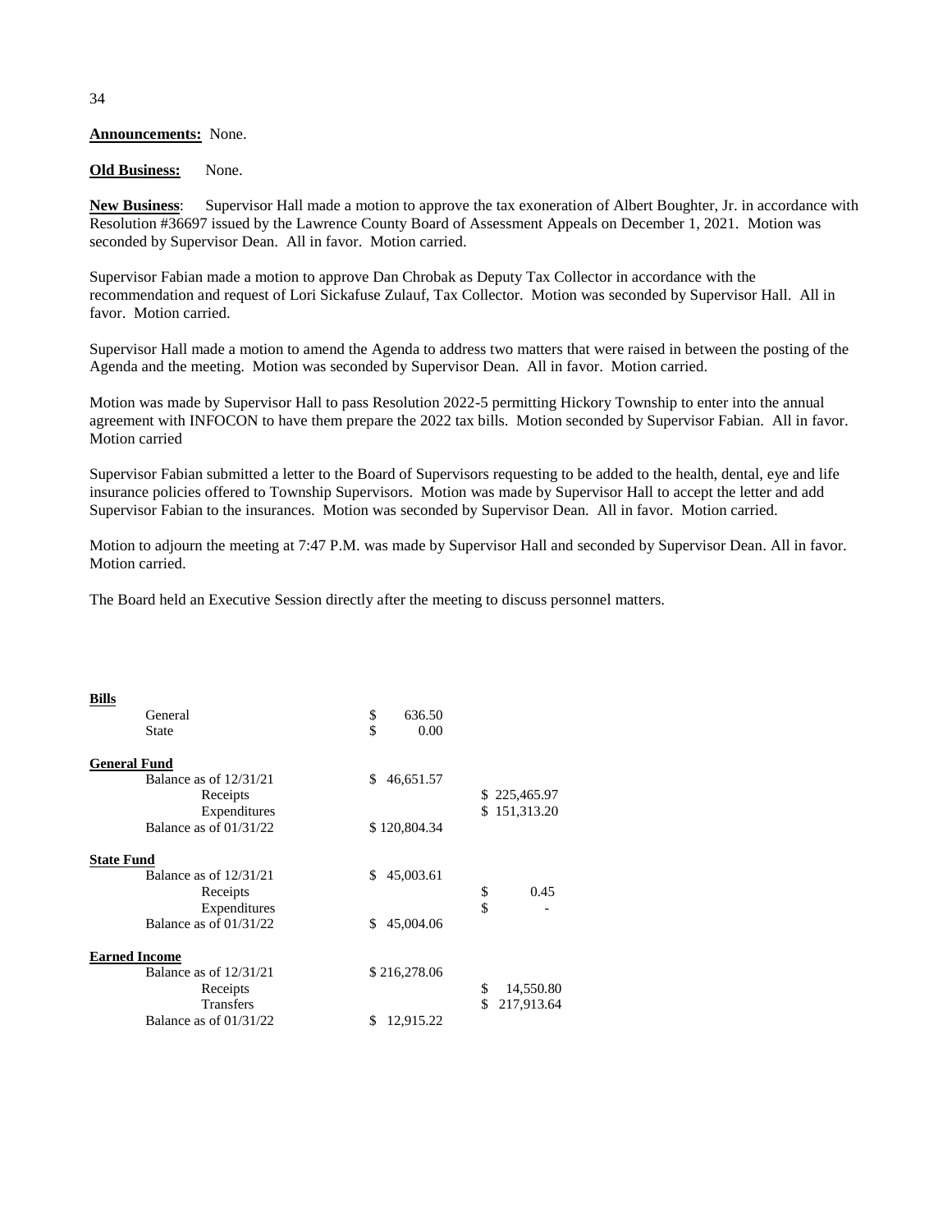**Announcements:** None.

**Old Business:** None.

**New Business**: Supervisor Hall made a motion to approve the tax exoneration of Albert Boughter, Jr. in accordance with Resolution #36697 issued by the Lawrence County Board of Assessment Appeals on December 1, 2021. Motion was seconded by Supervisor Dean. All in favor. Motion carried.

Supervisor Fabian made a motion to approve Dan Chrobak as Deputy Tax Collector in accordance with the recommendation and request of Lori Sickafuse Zulauf, Tax Collector. Motion was seconded by Supervisor Hall. All in favor. Motion carried.

Supervisor Hall made a motion to amend the Agenda to address two matters that were raised in between the posting of the Agenda and the meeting. Motion was seconded by Supervisor Dean. All in favor. Motion carried.

Motion was made by Supervisor Hall to pass Resolution 2022-5 permitting Hickory Township to enter into the annual agreement with INFOCON to have them prepare the 2022 tax bills. Motion seconded by Supervisor Fabian. All in favor. Motion carried

Supervisor Fabian submitted a letter to the Board of Supervisors requesting to be added to the health, dental, eye and life insurance policies offered to Township Supervisors. Motion was made by Supervisor Hall to accept the letter and add Supervisor Fabian to the insurances. Motion was seconded by Supervisor Dean. All in favor. Motion carried.

Motion to adjourn the meeting at 7:47 P.M. was made by Supervisor Hall and seconded by Supervisor Dean. All in favor. Motion carried.

The Board held an Executive Session directly after the meeting to discuss personnel matters.

| | | |
|---|---|---|
| **Bills** | | |
| General | $ 636.50 | |
| State | $ 0.00 | |
| **General Fund** | | |
| Balance as of 12/31/21 | $ 46,651.57 | |
| Receipts | | $ 225,465.97 |
| Expenditures | | $ 151,313.20 |
| Balance as of 01/31/22 | $ 120,804.34 | |
| **State Fund** | | |
| Balance as of 12/31/21 | $ 45,003.61 | |
| Receipts | | $ 0.45 |
| Expenditures | | $ - |
| Balance as of 01/31/22 | $ 45,004.06 | |
| **Earned Income** | | |
| Balance as of 12/31/21 | $ 216,278.06 | |
| Receipts | | $ 14,550.80 |
| Transfers | | $ 217,913.64 |
| Balance as of 01/31/22 | $ 12,915.22 | |